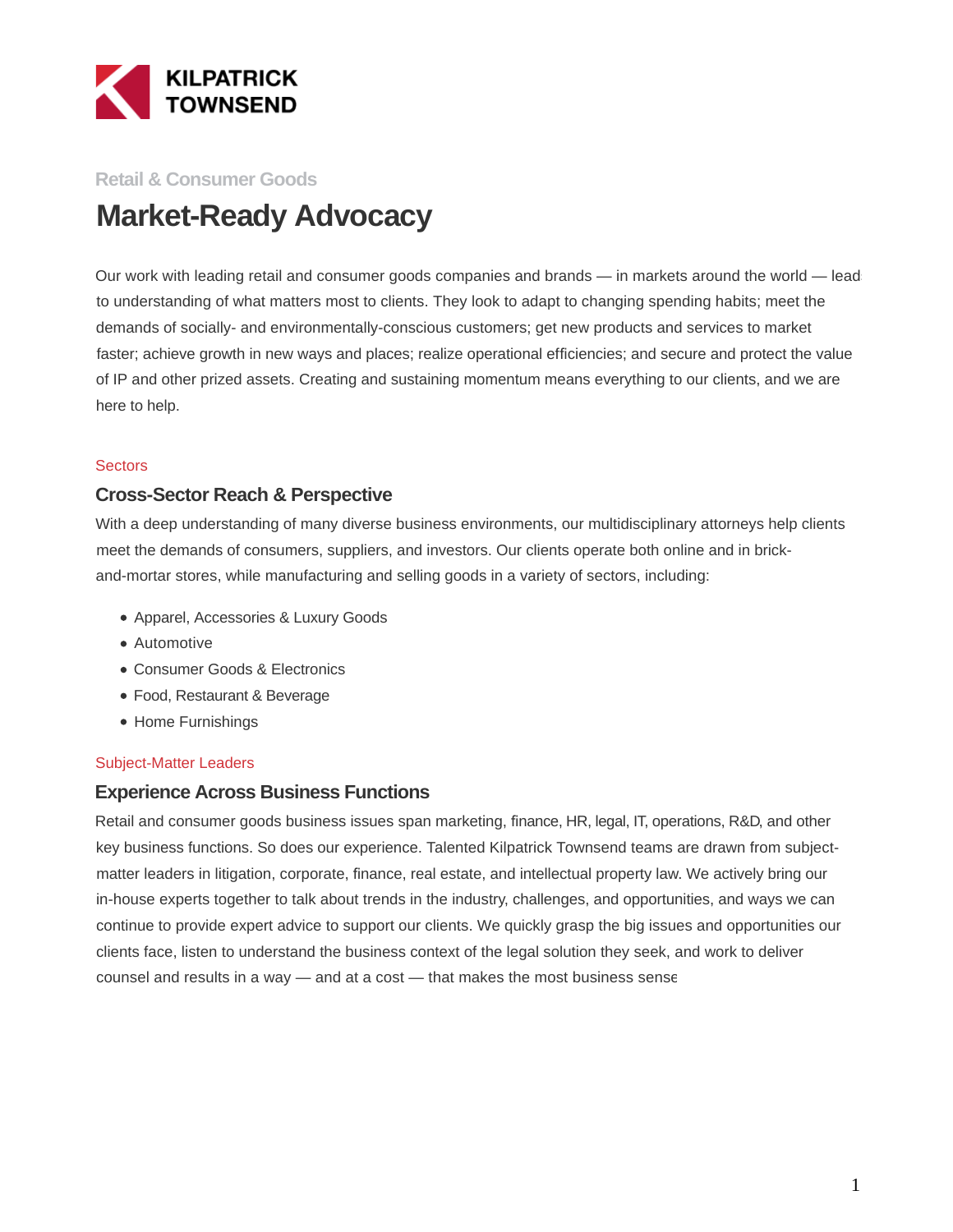**KILPATRICK TOWNSEND**

Retail & Consumer Goods

# Market-Ready Advocacy

Our work with leading retail and consumer goods companies and brands — in markets around the world — lead to understanding of what matters most to clients. They look to adapt to changing spending habits; meet the demands of socially- and environmentally-conscious customers; get new products and services to market faster; achieve growth in new ways and places; realize operational efficiencies; and secure and protect the value of IP and other prized assets. Creating and sustaining momentum means everything to our clients, and we are here to help.

Sectors

## Cross-Sector Reach & Perspective

With a deep understanding of many diverse business environments, our multidisciplinary attorneys help clients meet the demands of consumers, suppliers, and investors. Our clients operate both online and in brick-and-mortar stores, while manufacturing and selling goods in a variety of sectors, including:

- Apparel, Accessories & Luxury Goods
- Automotive
- Consumer Goods & Electronics
- Food, Restaurant & Beverage
- Home Furnishings

Subject-Matter Leaders

## Experience Across Business Functions

Retail and consumer goods business issues span marketing, finance, HR, legal, IT, operations, R&D, and other key business functions. So does our experience. Talented Kilpatrick Townsend teams are drawn from subject-matter leaders in litigation, corporate, finance, real estate, and intellectual property law. We actively bring our in-house experts together to talk about trends in the industry, challenges, and opportunities, and ways we can continue to provide expert advice to support our clients. We quickly grasp the big issues and opportunities our clients face, listen to understand the business context of the legal solution they seek, and work to deliver counsel and results in a way — and at a cost — that makes the most business sense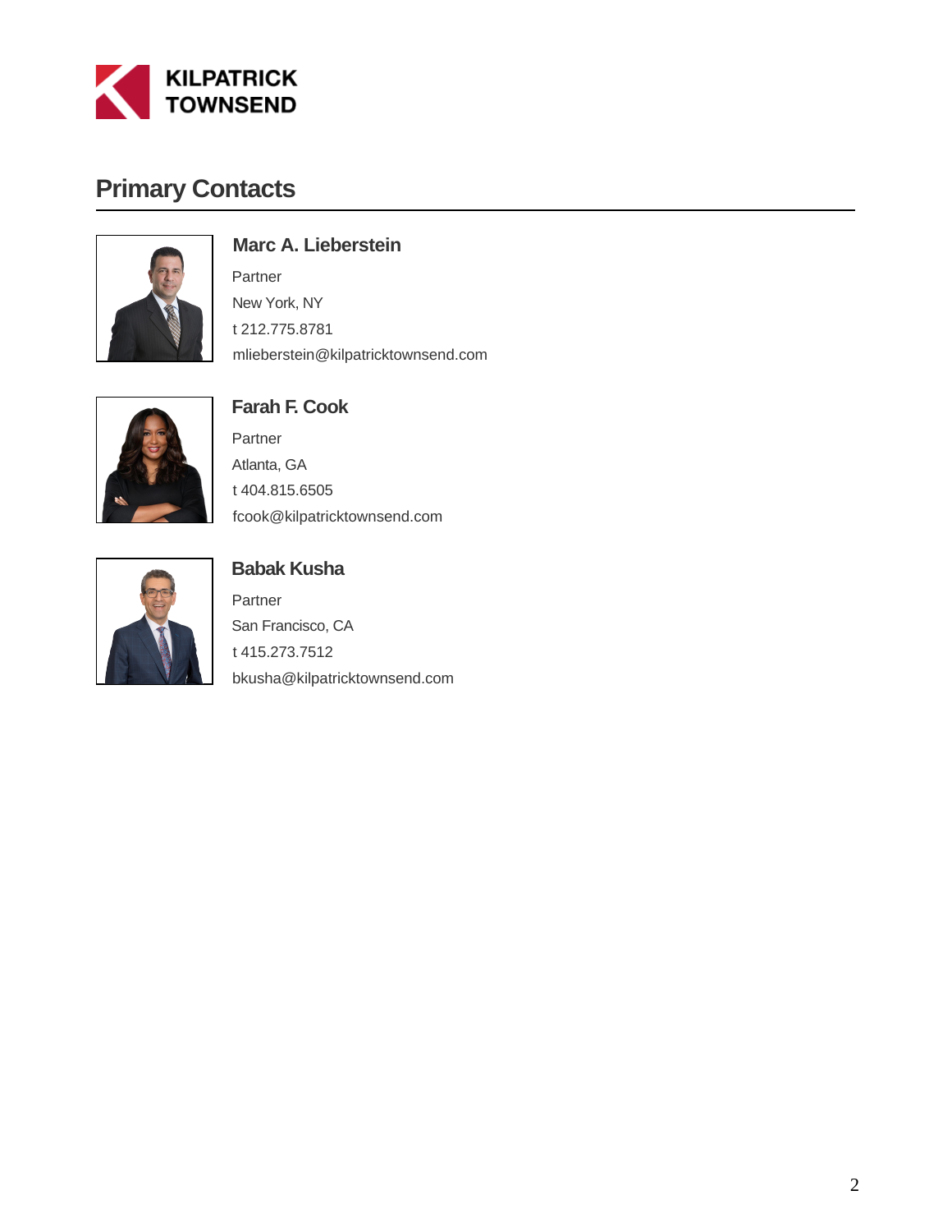KILPATRICK TOWNSEND

## Primary Contacts

### Marc A. Lieberstein

Partner

New York, NY

t 212.775.8781

mlieberstein@kilpatricktownsend.com

### Farah F. Cook

Partner

Atlanta, GA

t 404.815.6505

fcook@kilpatricktownsend.com

### Babak Kusha

Partner

San Francisco, CA

t 415.273.7512

bkusha@kilpatricktownsend.com